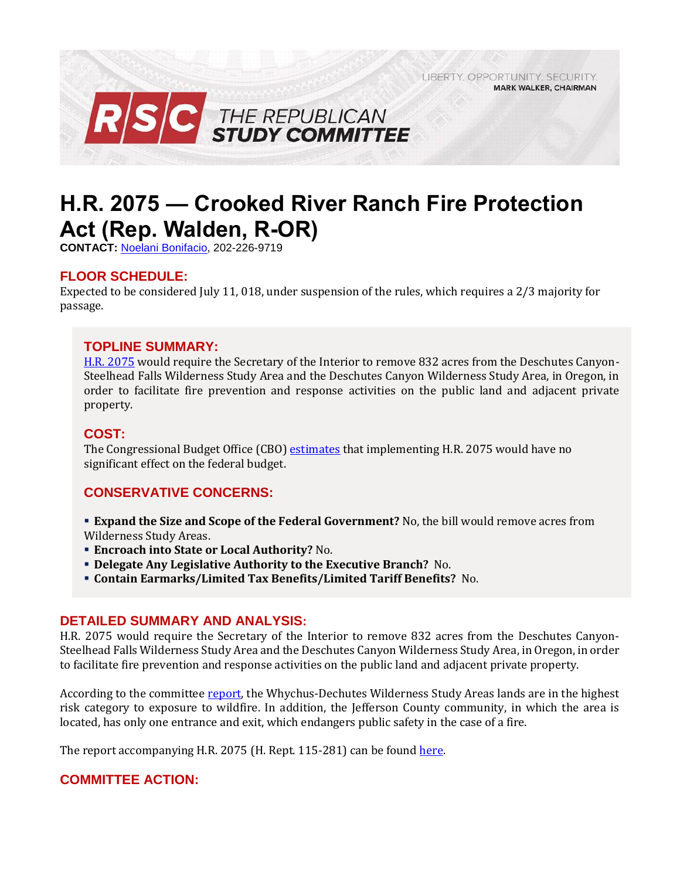LIBERTY. OPPORTUNITY. SECURITY.
**MARK WALKER, CHAIRMAN**

**RSC THE REPUBLICAN STUDY COMMITTEE**

# H.R. 2075 — Crooked River Ranch Fire Protection Act (Rep. Walden, R-OR)

**CONTACT:** Noelani Bonifacio, 202-226-9719

## FLOOR SCHEDULE:

Expected to be considered July 11, 018, under suspension of the rules, which requires a 2/3 majority for passage.

## TOPLINE SUMMARY:

H.R. 2075 would require the Secretary of the Interior to remove 832 acres from the Deschutes Canyon-Steelhead Falls Wilderness Study Area and the Deschutes Canyon Wilderness Study Area, in Oregon, in order to facilitate fire prevention and response activities on the public land and adjacent private property.

## COST:

The Congressional Budget Office (CBO) estimates that implementing H.R. 2075 would have no significant effect on the federal budget.

## CONSERVATIVE CONCERNS:

- **Expand the Size and Scope of the Federal Government?** No, the bill would remove acres from Wilderness Study Areas.
- **Encroach into State or Local Authority?** No.
- **Delegate Any Legislative Authority to the Executive Branch?** No.
- **Contain Earmarks/Limited Tax Benefits/Limited Tariff Benefits?** No.

## DETAILED SUMMARY AND ANALYSIS:

H.R. 2075 would require the Secretary of the Interior to remove 832 acres from the Deschutes Canyon-Steelhead Falls Wilderness Study Area and the Deschutes Canyon Wilderness Study Area, in Oregon, in order to facilitate fire prevention and response activities on the public land and adjacent private property.

According to the committee report, the Whychus-Dechutes Wilderness Study Areas lands are in the highest risk category to exposure to wildfire. In addition, the Jefferson County community, in which the area is located, has only one entrance and exit, which endangers public safety in the case of a fire.

The report accompanying H.R. 2075 (H. Rept. 115-281) can be found here.

## COMMITTEE ACTION: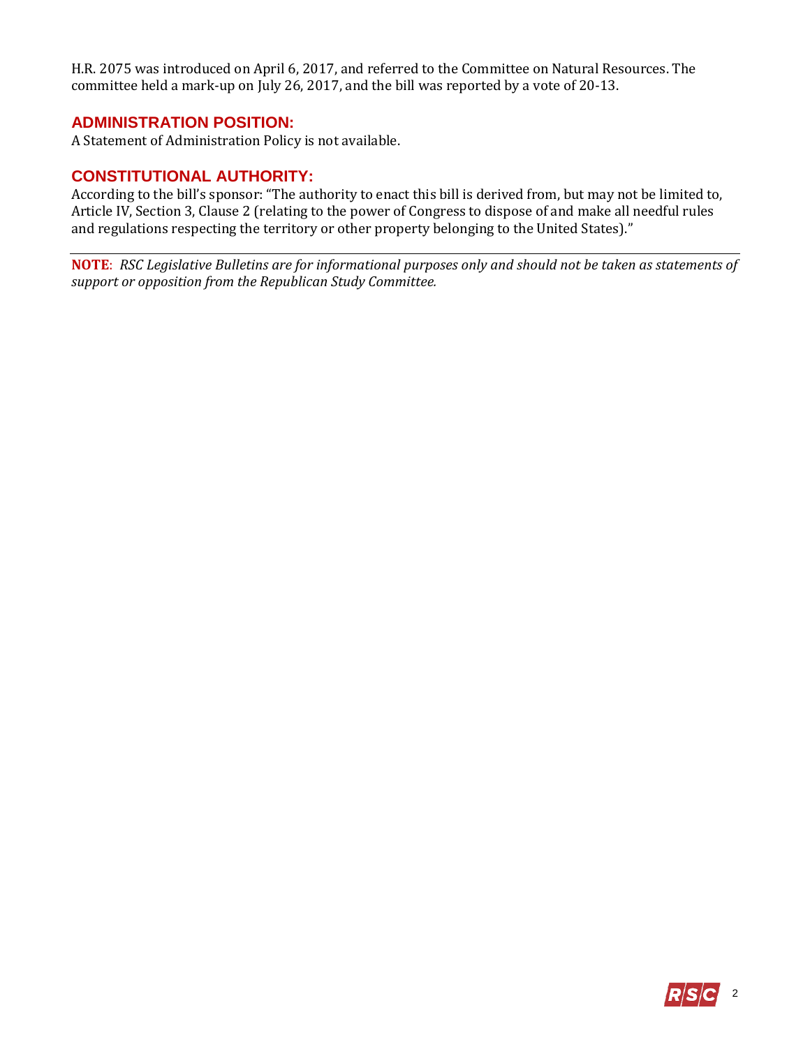H.R. 2075 was introduced on April 6, 2017, and referred to the Committee on Natural Resources. The committee held a mark-up on July 26, 2017, and the bill was reported by a vote of 20-13.

## ADMINISTRATION POSITION:

A Statement of Administration Policy is not available.

## CONSTITUTIONAL AUTHORITY:

According to the bill's sponsor: "The authority to enact this bill is derived from, but may not be limited to, Article IV, Section 3, Clause 2 (relating to the power of Congress to dispose of and make all needful rules and regulations respecting the territory or other property belonging to the United States)."

---

**NOTE**: *RSC Legislative Bulletins are for informational purposes only and should not be taken as statements of support or opposition from the Republican Study Committee.*